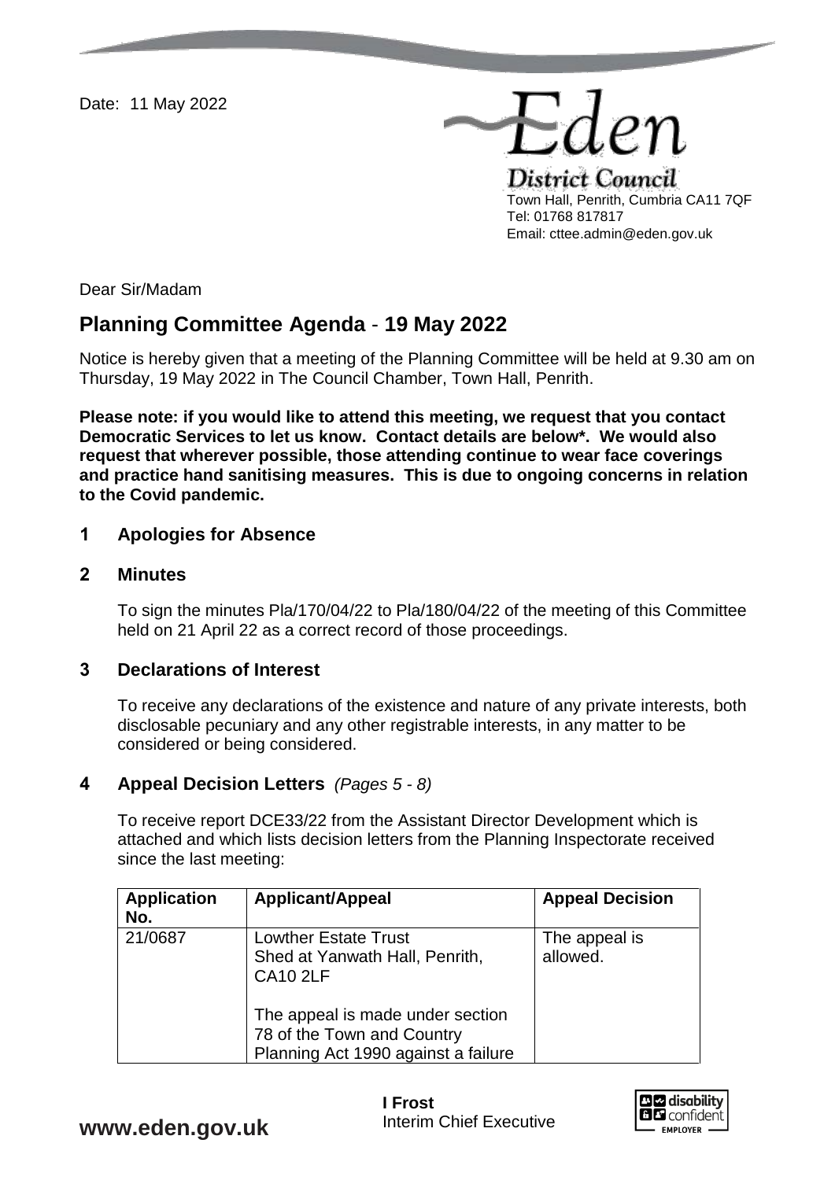Date: 11 May 2022

Eden District Council
Town Hall, Penrith, Cumbria CA11 7QF
Tel: 01768 817817
Email: cttee.admin@eden.gov.uk

Dear Sir/Madam

# Planning Committee Agenda - 19 May 2022

Notice is hereby given that a meeting of the Planning Committee will be held at 9.30 am on Thursday, 19 May 2022 in The Council Chamber, Town Hall, Penrith.

**Please note: if you would like to attend this meeting, we request that you contact Democratic Services to let us know. Contact details are below*. We would also request that wherever possible, those attending continue to wear face coverings and practice hand sanitising measures. This is due to ongoing concerns in relation to the Covid pandemic.**

## 1 Apologies for Absence

## 2 Minutes

To sign the minutes Pla/170/04/22 to Pla/180/04/22 of the meeting of this Committee held on 21 April 22 as a correct record of those proceedings.

## 3 Declarations of Interest

To receive any declarations of the existence and nature of any private interests, both disclosable pecuniary and any other registrable interests, in any matter to be considered or being considered.

## 4 Appeal Decision Letters *(Pages 5 - 8)*

To receive report DCE33/22 from the Assistant Director Development which is attached and which lists decision letters from the Planning Inspectorate received since the last meeting:

| Application No. | Applicant/Appeal | Appeal Decision |
|---|---|---|
| 21/0687 | Lowther Estate Trust<br>Shed at Yanwath Hall, Penrith, CA10 2LF<br><br>The appeal is made under section 78 of the Town and Country Planning Act 1990 against a failure | The appeal is allowed. |

www.eden.gov.uk

**I Frost**
Interim Chief Executive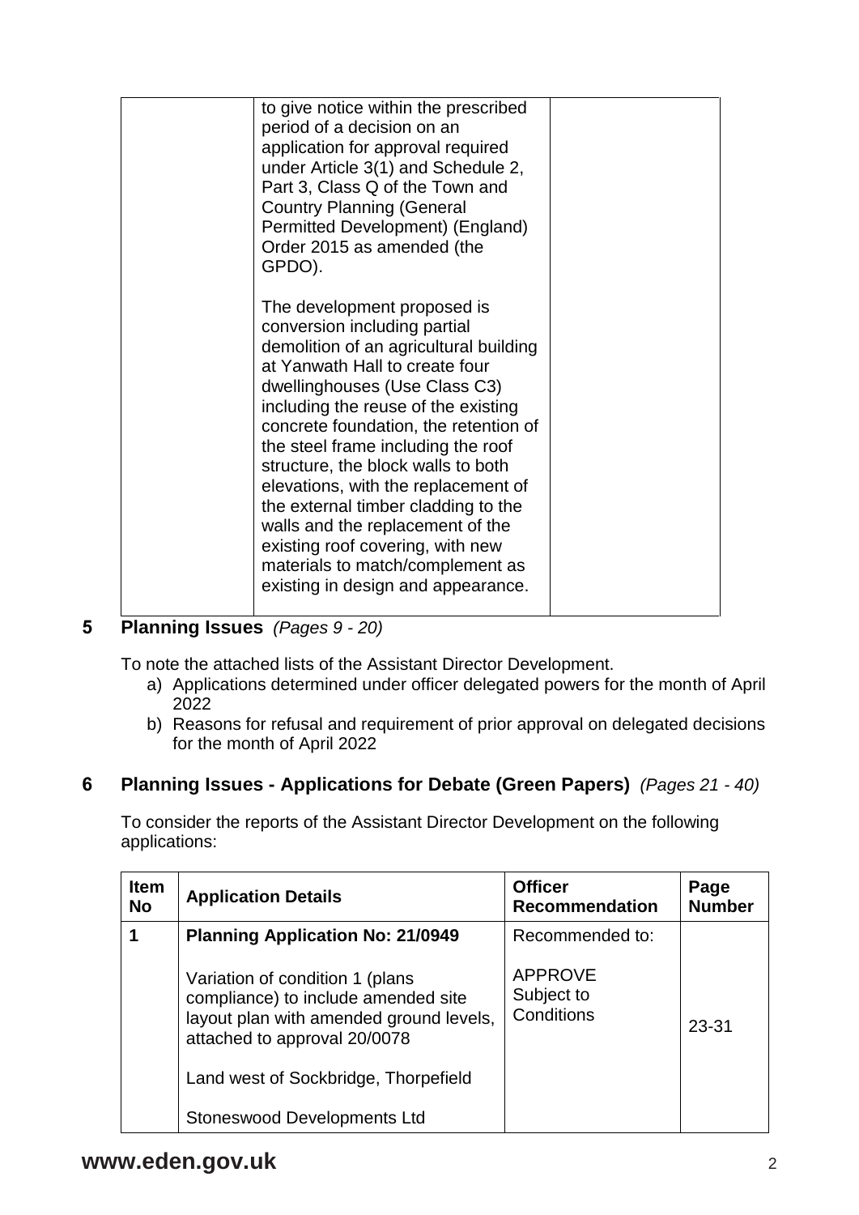| | to give notice within the prescribed period of a decision on an application for approval required under Article 3(1) and Schedule 2, Part 3, Class Q of the Town and Country Planning (General Permitted Development) (England) Order 2015 as amended (the GPDO).<br><br>The development proposed is conversion including partial demolition of an agricultural building at Yanwath Hall to create four dwellinghouses (Use Class C3) including the reuse of the existing concrete foundation, the retention of the steel frame including the roof structure, the block walls to both elevations, with the replacement of the external timber cladding to the walls and the replacement of the existing roof covering, with new materials to match/complement as existing in design and appearance. | |
|---|---|---|

## 5 Planning Issues *(Pages 9 - 20)*

To note the attached lists of the Assistant Director Development.

a) Applications determined under officer delegated powers for the month of April 2022
b) Reasons for refusal and requirement of prior approval on delegated decisions for the month of April 2022

## 6 Planning Issues - Applications for Debate (Green Papers) *(Pages 21 - 40)*

To consider the reports of the Assistant Director Development on the following applications:

| Item No | Application Details | Officer Recommendation | Page Number |
|---|---|---|---|
| 1 | **Planning Application No: 21/0949**<br><br>Variation of condition 1 (plans compliance) to include amended site layout plan with amended ground levels, attached to approval 20/0078<br><br>Land west of Sockbridge, Thorpefield<br><br>Stoneswood Developments Ltd | Recommended to:<br><br>APPROVE Subject to Conditions | 23-31 |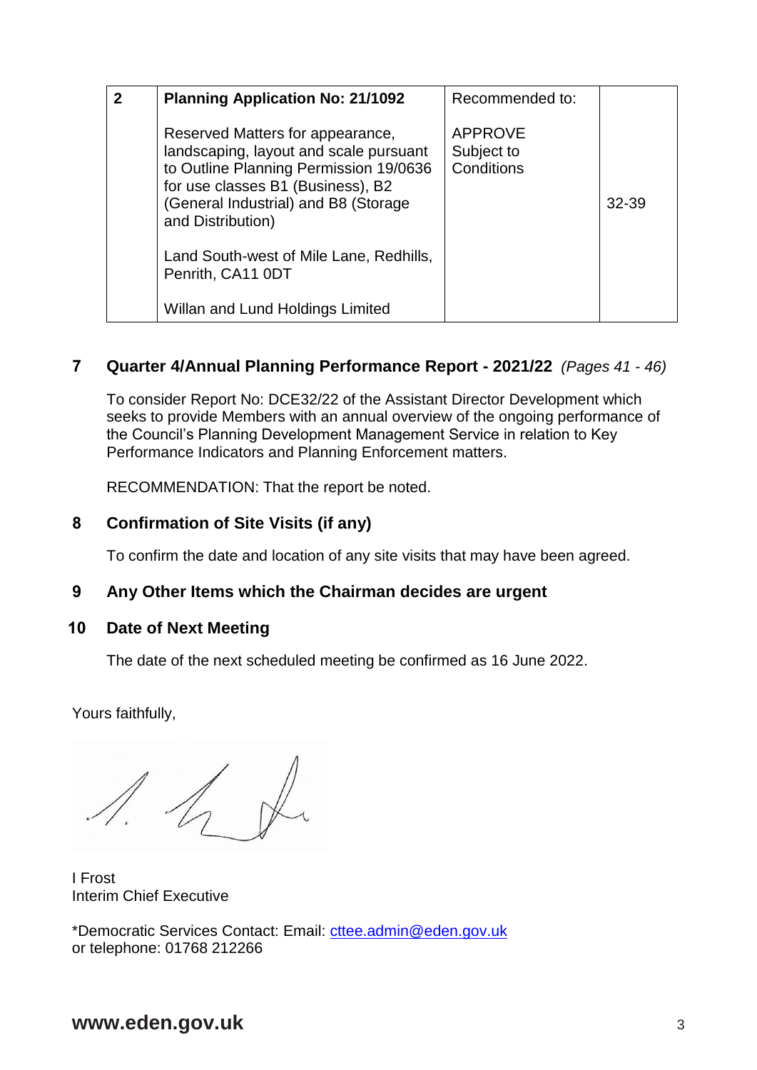| 2 | **Planning Application No: 21/1092**<br><br>Reserved Matters for appearance, landscaping, layout and scale pursuant to Outline Planning Permission 19/0636 for use classes B1 (Business), B2 (General Industrial) and B8 (Storage and Distribution)<br><br>Land South-west of Mile Lane, Redhills, Penrith, CA11 0DT<br><br>Willan and Lund Holdings Limited | Recommended to:<br><br>APPROVE Subject to Conditions | 32-39 |
|---|---|---|---|

## 7 Quarter 4/Annual Planning Performance Report - 2021/22 *(Pages 41 - 46)*

To consider Report No: DCE32/22 of the Assistant Director Development which seeks to provide Members with an annual overview of the ongoing performance of the Council's Planning Development Management Service in relation to Key Performance Indicators and Planning Enforcement matters.

RECOMMENDATION: That the report be noted.

## 8 Confirmation of Site Visits (if any)

To confirm the date and location of any site visits that may have been agreed.

## 9 Any Other Items which the Chairman decides are urgent

## 10 Date of Next Meeting

The date of the next scheduled meeting be confirmed as 16 June 2022.

Yours faithfully,

I Frost
Interim Chief Executive

*Democratic Services Contact: Email: cttee.admin@eden.gov.uk
or telephone: 01768 212266

**www.eden.gov.uk**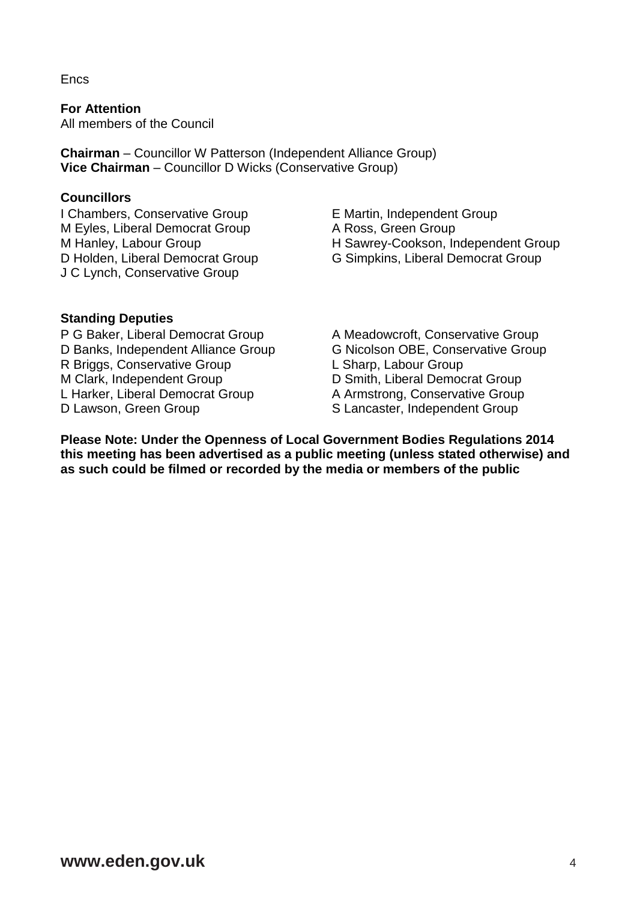Encs

**For Attention**
All members of the Council

**Chairman** – Councillor W Patterson (Independent Alliance Group)
**Vice Chairman** – Councillor D Wicks (Conservative Group)

**Councillors**

I Chambers, Conservative Group
M Eyles, Liberal Democrat Group
M Hanley, Labour Group
D Holden, Liberal Democrat Group
J C Lynch, Conservative Group
E Martin, Independent Group
A Ross, Green Group
H Sawrey-Cookson, Independent Group
G Simpkins, Liberal Democrat Group

**Standing Deputies**

P G Baker, Liberal Democrat Group
D Banks, Independent Alliance Group
R Briggs, Conservative Group
M Clark, Independent Group
L Harker, Liberal Democrat Group
D Lawson, Green Group
A Meadowcroft, Conservative Group
G Nicolson OBE, Conservative Group
L Sharp, Labour Group
D Smith, Liberal Democrat Group
A Armstrong, Conservative Group
S Lancaster, Independent Group

**Please Note: Under the Openness of Local Government Bodies Regulations 2014 this meeting has been advertised as a public meeting (unless stated otherwise) and as such could be filmed or recorded by the media or members of the public**

**www.eden.gov.uk**